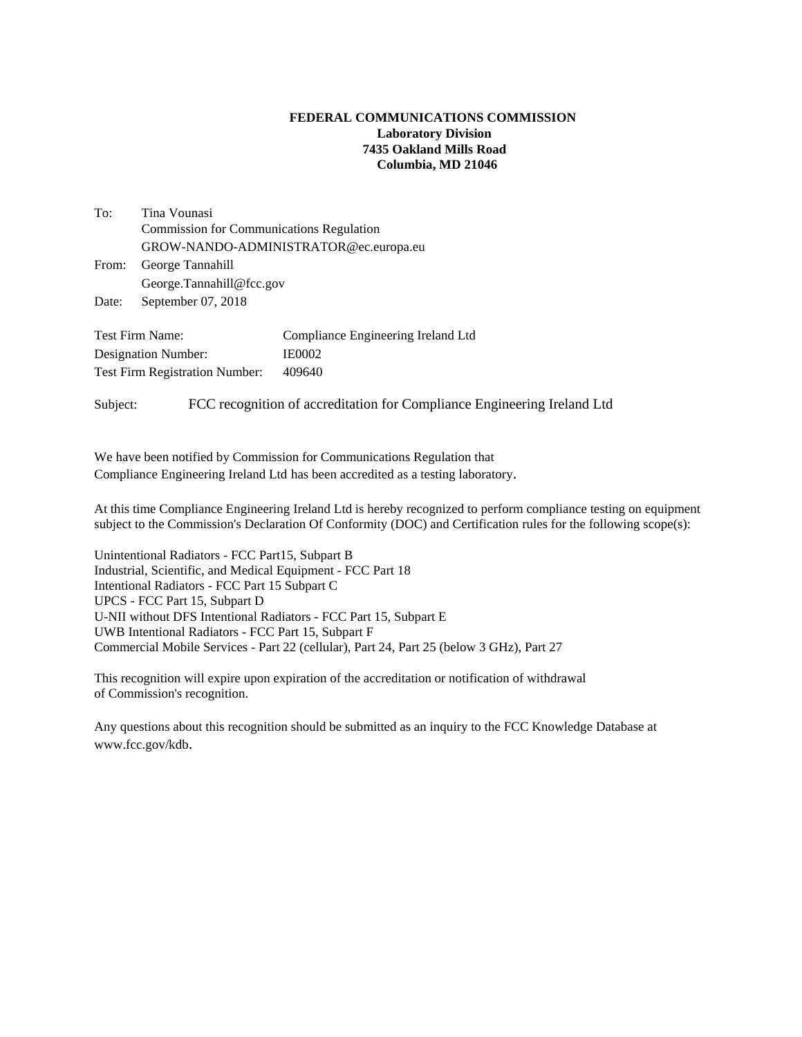**FEDERAL COMMUNICATIONS COMMISSION**
**Laboratory Division**
**7435 Oakland Mills Road**
**Columbia, MD 21046**

To: Tina Vounasi
Commission for Communications Regulation
GROW-NANDO-ADMINISTRATOR@ec.europa.eu

From: George Tannahill
George.Tannahill@fcc.gov

Date: September 07, 2018

| | |
|---|---|
| Test Firm Name: | Compliance Engineering Ireland Ltd |
| Designation Number: | IE0002 |
| Test Firm Registration Number: | 409640 |

Subject: FCC recognition of accreditation for Compliance Engineering Ireland Ltd

We have been notified by Commission for Communications Regulation that Compliance Engineering Ireland Ltd has been accredited as a testing laboratory.

At this time Compliance Engineering Ireland Ltd is hereby recognized to perform compliance testing on equipment subject to the Commission's Declaration Of Conformity (DOC) and Certification rules for the following scope(s):

Unintentional Radiators - FCC Part15, Subpart B
Industrial, Scientific, and Medical Equipment - FCC Part 18
Intentional Radiators - FCC Part 15 Subpart C
UPCS - FCC Part 15, Subpart D
U-NII without DFS Intentional Radiators - FCC Part 15, Subpart E
UWB Intentional Radiators - FCC Part 15, Subpart F
Commercial Mobile Services - Part 22 (cellular), Part 24, Part 25 (below 3 GHz), Part 27

This recognition will expire upon expiration of the accreditation or notification of withdrawal of Commission's recognition.

Any questions about this recognition should be submitted as an inquiry to the FCC Knowledge Database at www.fcc.gov/kdb.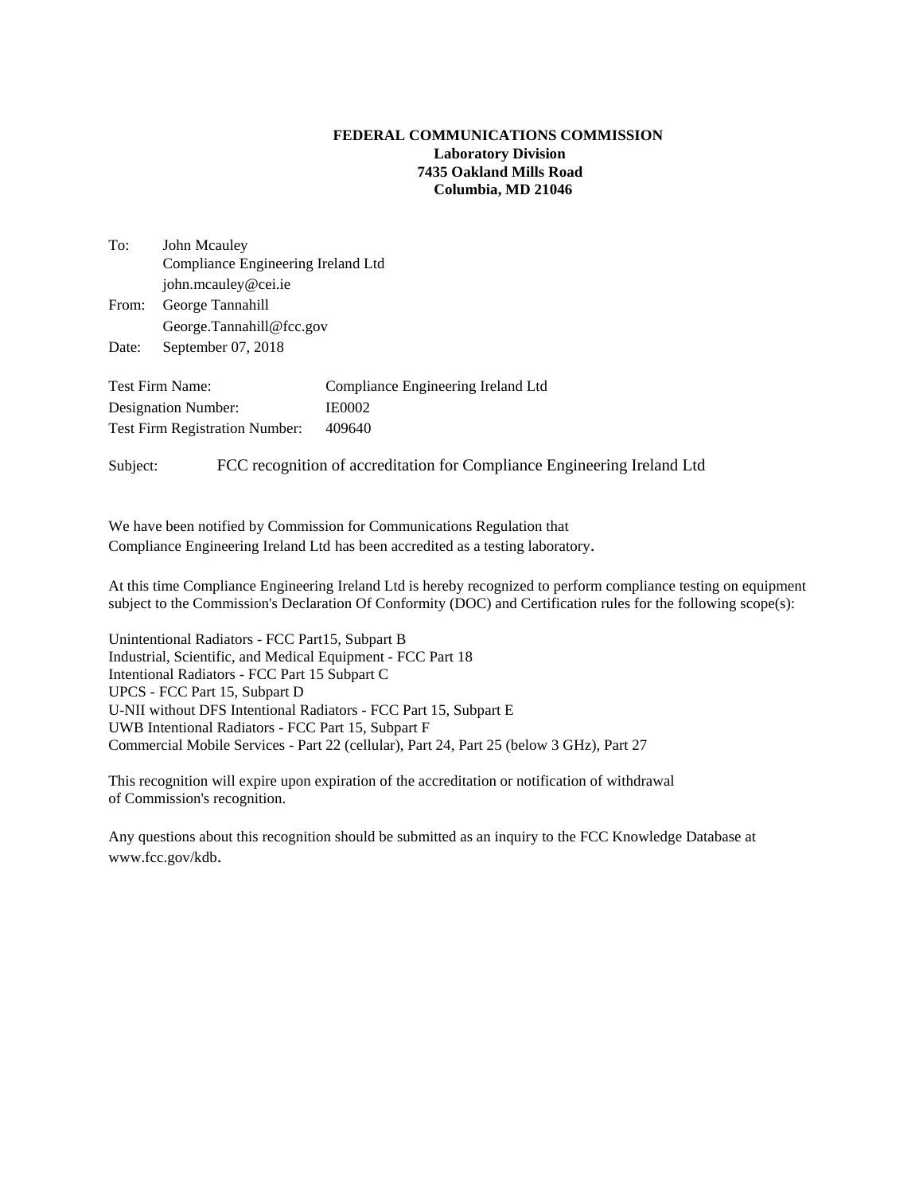**FEDERAL COMMUNICATIONS COMMISSION**
**Laboratory Division**
**7435 Oakland Mills Road**
**Columbia, MD 21046**

| | |
|---|---|
| To: | John Mcauley |
| | Compliance Engineering Ireland Ltd |
| | john.mcauley@cei.ie |
| From: | George Tannahill |
| | George.Tannahill@fcc.gov |
| Date: | September 07, 2018 |

| | |
|---|---|
| Test Firm Name: | Compliance Engineering Ireland Ltd |
| Designation Number: | IE0002 |
| Test Firm Registration Number: | 409640 |

Subject: FCC recognition of accreditation for Compliance Engineering Ireland Ltd

We have been notified by Commission for Communications Regulation that Compliance Engineering Ireland Ltd has been accredited as a testing laboratory.

At this time Compliance Engineering Ireland Ltd is hereby recognized to perform compliance testing on equipment subject to the Commission's Declaration Of Conformity (DOC) and Certification rules for the following scope(s):

Unintentional Radiators - FCC Part15, Subpart B
Industrial, Scientific, and Medical Equipment - FCC Part 18
Intentional Radiators - FCC Part 15 Subpart C
UPCS - FCC Part 15, Subpart D
U-NII without DFS Intentional Radiators - FCC Part 15, Subpart E
UWB Intentional Radiators - FCC Part 15, Subpart F
Commercial Mobile Services - Part 22 (cellular), Part 24, Part 25 (below 3 GHz), Part 27

This recognition will expire upon expiration of the accreditation or notification of withdrawal of Commission's recognition.

Any questions about this recognition should be submitted as an inquiry to the FCC Knowledge Database at www.fcc.gov/kdb.